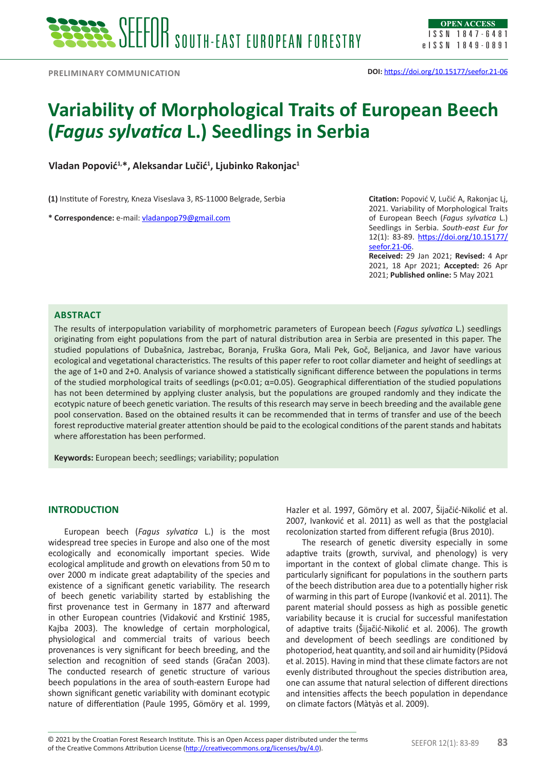PRELIMINARY COMMUNICATION

DOI: https://doi.org/10.15177/seefor.21-06

# Variability of Morphological Traits of European Beech (*Fagus sylvatica* L.) Seedlings in Serbia

**Vladan Popović[1,*], Aleksandar Lučić[1], Ljubinko Rakonjac[1]**

**(1)** Institute of Forestry, Kneza Viseslava 3, RS-11000 Belgrade, Serbia

**\* Correspondence:** e-mail: vladanpop79@gmail.com

**Citation:** Popović V, Lučić A, Rakonjac Lj, 2021. Variability of Morphological Traits of European Beech (*Fagus sylvatica* L.) Seedlings in Serbia. *South-east Eur for* 12(1): 83-89. https://doi.org/10.15177/seefor.21-06.

**Received:** 29 Jan 2021; **Revised:** 4 Apr 2021, 18 Apr 2021; **Accepted:** 26 Apr 2021; **Published online:** 5 May 2021

## ABSTRACT

The results of interpopulation variability of morphometric parameters of European beech (*Fagus sylvatica* L.) seedlings originating from eight populations from the part of natural distribution area in Serbia are presented in this paper. The studied populations of Dubašnica, Jastrebac, Boranja, Fruška Gora, Mali Pek, Goč, Beljanica, and Javor have various ecological and vegetational characteristics. The results of this paper refer to root collar diameter and height of seedlings at the age of 1+0 and 2+0. Analysis of variance showed a statistically significant difference between the populations in terms of the studied morphological traits of seedlings ($p<0.01$; $\alpha=0.05$). Geographical differentiation of the studied populations has not been determined by applying cluster analysis, but the populations are grouped randomly and they indicate the ecotypic nature of beech genetic variation. The results of this research may serve in beech breeding and the available gene pool conservation. Based on the obtained results it can be recommended that in terms of transfer and use of the beech forest reproductive material greater attention should be paid to the ecological conditions of the parent stands and habitats where afforestation has been performed.

**Keywords:** European beech; seedlings; variability; population

## INTRODUCTION

European beech (*Fagus sylvatica* L.) is the most widespread tree species in Europe and also one of the most ecologically and economically important species. Wide ecological amplitude and growth on elevations from 50 m to over 2000 m indicate great adaptability of the species and existence of a significant genetic variability. The research of beech genetic variability started by establishing the first provenance test in Germany in 1877 and afterward in other European countries (Vidaković and Krstinić 1985, Kajba 2003). The knowledge of certain morphological, physiological and commercial traits of various beech provenances is very significant for beech breeding, and the selection and recognition of seed stands (Gračan 2003). The conducted research of genetic structure of various beech populations in the area of south-eastern Europe had shown significant genetic variability with dominant ecotypic nature of differentiation (Paule 1995, Gömöry et al. 1999, Hazler et al. 1997, Gömöry et al. 2007, Šijačić-Nikolić et al. 2007, Ivanković et al. 2011) as well as that the postglacial recolonization started from different refugia (Brus 2010).

The research of genetic diversity especially in some adaptive traits (growth, survival, and phenology) is very important in the context of global climate change. This is particularly significant for populations in the southern parts of the beech distribution area due to a potentially higher risk of warming in this part of Europe (Ivanković et al. 2011). The parent material should possess as high as possible genetic variability because it is crucial for successful manifestation of adaptive traits (Šijačić-Nikolić et al. 2006). The growth and development of beech seedlings are conditioned by photoperiod, heat quantity, and soil and air humidity (Pšidová et al. 2015). Having in mind that these climate factors are not evenly distributed throughout the species distribution area, one can assume that natural selection of different directions and intensities affects the beech population in dependance on climate factors (Màtyàs et al. 2009).

© 2021 by the Croatian Forest Research Institute. This is an Open Access paper distributed under the terms of the Creative Commons Attribution License (http://creativecommons.org/licenses/by/4.0).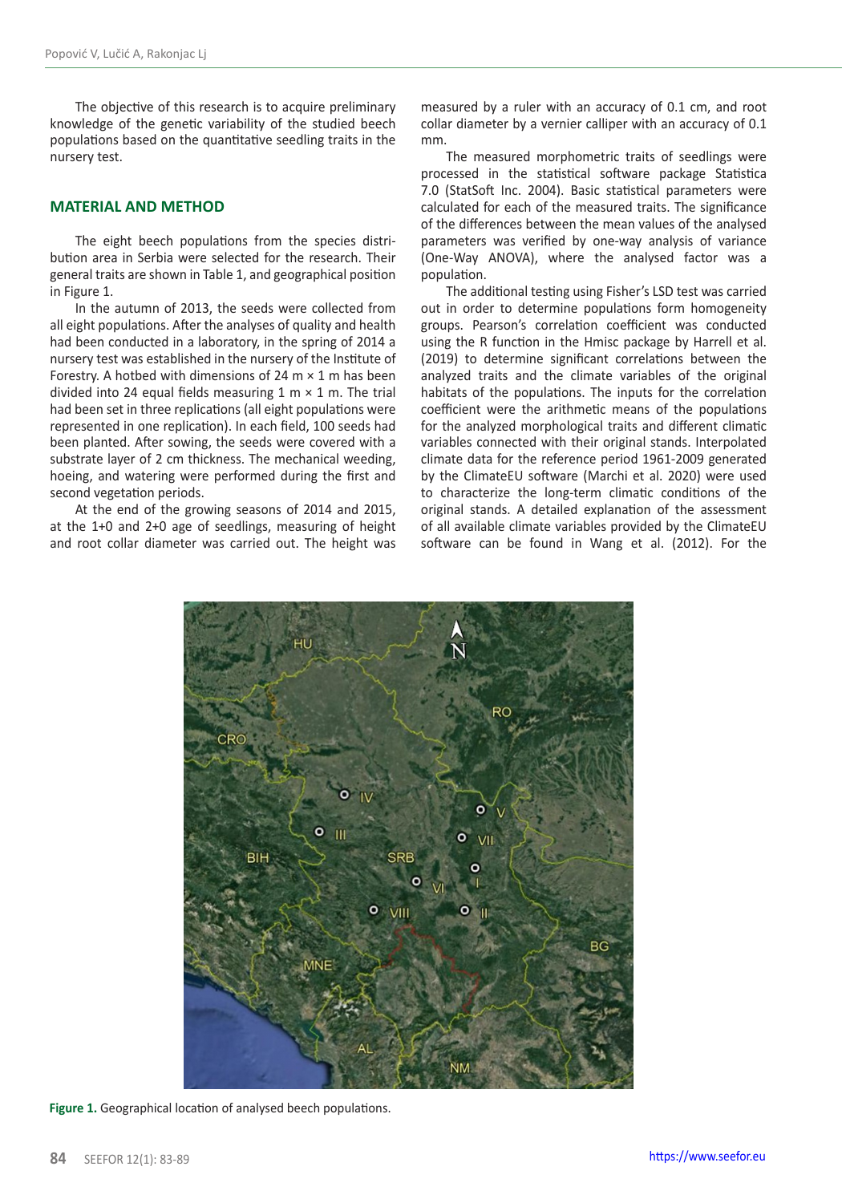The objective of this research is to acquire preliminary knowledge of the genetic variability of the studied beech populations based on the quantitative seedling traits in the nursery test.

## MATERIAL AND METHOD

The eight beech populations from the species distribution area in Serbia were selected for the research. Their general traits are shown in Table 1, and geographical position in Figure 1.

In the autumn of 2013, the seeds were collected from all eight populations. After the analyses of quality and health had been conducted in a laboratory, in the spring of 2014 a nursery test was established in the nursery of the Institute of Forestry. A hotbed with dimensions of 24 m × 1 m has been divided into 24 equal fields measuring 1 m × 1 m. The trial had been set in three replications (all eight populations were represented in one replication). In each field, 100 seeds had been planted. After sowing, the seeds were covered with a substrate layer of 2 cm thickness. The mechanical weeding, hoeing, and watering were performed during the first and second vegetation periods.

At the end of the growing seasons of 2014 and 2015, at the 1+0 and 2+0 age of seedlings, measuring of height and root collar diameter was carried out. The height was measured by a ruler with an accuracy of 0.1 cm, and root collar diameter by a vernier calliper with an accuracy of 0.1 mm.

The measured morphometric traits of seedlings were processed in the statistical software package Statistica 7.0 (StatSoft Inc. 2004). Basic statistical parameters were calculated for each of the measured traits. The significance of the differences between the mean values of the analysed parameters was verified by one-way analysis of variance (One-Way ANOVA), where the analysed factor was a population.

The additional testing using Fisher's LSD test was carried out in order to determine populations form homogeneity groups. Pearson's correlation coefficient was conducted using the R function in the Hmisc package by Harrell et al. (2019) to determine significant correlations between the analyzed traits and the climate variables of the original habitats of the populations. The inputs for the correlation coefficient were the arithmetic means of the populations for the analyzed morphological traits and different climatic variables connected with their original stands. Interpolated climate data for the reference period 1961-2009 generated by the ClimateEU software (Marchi et al. 2020) were used to characterize the long-term climatic conditions of the original stands. A detailed explanation of the assessment of all available climate variables provided by the ClimateEU software can be found in Wang et al. (2012). For the

**Figure 1.** Geographical location of analysed beech populations.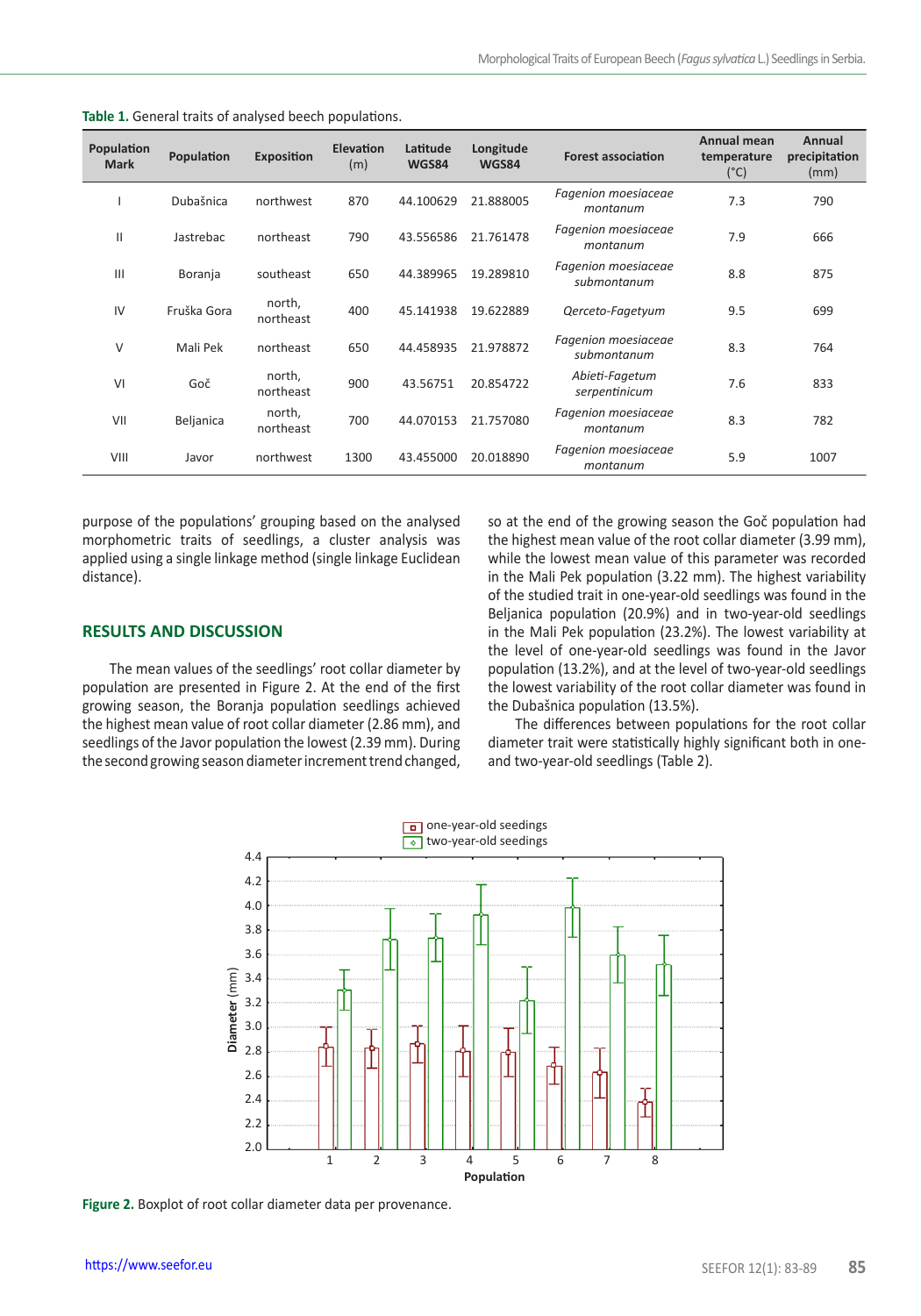**Table 1.** General traits of analysed beech populations.

| Population Mark | Population | Exposition | Elevation (m) | Latitude WGS84 | Longitude WGS84 | Forest association | Annual mean temperature (°C) | Annual precipitation (mm) |
|---|---|---|---|---|---|---|---|---|
| I | Dubašnica | northwest | 870 | 44.100629 | 21.888005 | *Fagenion moesiaceae montanum* | 7.3 | 790 |
| II | Jastrebac | northeast | 790 | 43.556586 | 21.761478 | *Fagenion moesiaceae montanum* | 7.9 | 666 |
| III | Boranja | southeast | 650 | 44.389965 | 19.289810 | *Fagenion moesiaceae submontanum* | 8.8 | 875 |
| IV | Fruška Gora | north, northeast | 400 | 45.141938 | 19.622889 | *Qerceto-Fagetyum* | 9.5 | 699 |
| V | Mali Pek | northeast | 650 | 44.458935 | 21.978872 | *Fagenion moesiaceae submontanum* | 8.3 | 764 |
| VI | Goč | north, northeast | 900 | 43.56751 | 20.854722 | *Abieti-Fagetum serpentinicum* | 7.6 | 833 |
| VII | Beljanica | north, northeast | 700 | 44.070153 | 21.757080 | *Fagenion moesiaceae montanum* | 8.3 | 782 |
| VIII | Javor | northwest | 1300 | 43.455000 | 20.018890 | *Fagenion moesiaceae montanum* | 5.9 | 1007 |

purpose of the populations' grouping based on the analysed morphometric traits of seedlings, a cluster analysis was applied using a single linkage method (single linkage Euclidean distance).

## RESULTS AND DISCUSSION

The mean values of the seedlings' root collar diameter by population are presented in Figure 2. At the end of the first growing season, the Boranja population seedlings achieved the highest mean value of root collar diameter (2.86 mm), and seedlings of the Javor population the lowest (2.39 mm). During the second growing season diameter increment trend changed, so at the end of the growing season the Goč population had the highest mean value of the root collar diameter (3.99 mm), while the lowest mean value of this parameter was recorded in the Mali Pek population (3.22 mm). The highest variability of the studied trait in one-year-old seedlings was found in the Beljanica population (20.9%) and in two-year-old seedlings in the Mali Pek population (23.2%). The lowest variability at the level of one-year-old seedlings was found in the Javor population (13.2%), and at the level of two-year-old seedlings the lowest variability of the root collar diameter was found in the Dubašnica population (13.5%).

The differences between populations for the root collar diameter trait were statistically highly significant both in one- and two-year-old seedlings (Table 2).

**Figure 2.** Boxplot of root collar diameter data per provenance.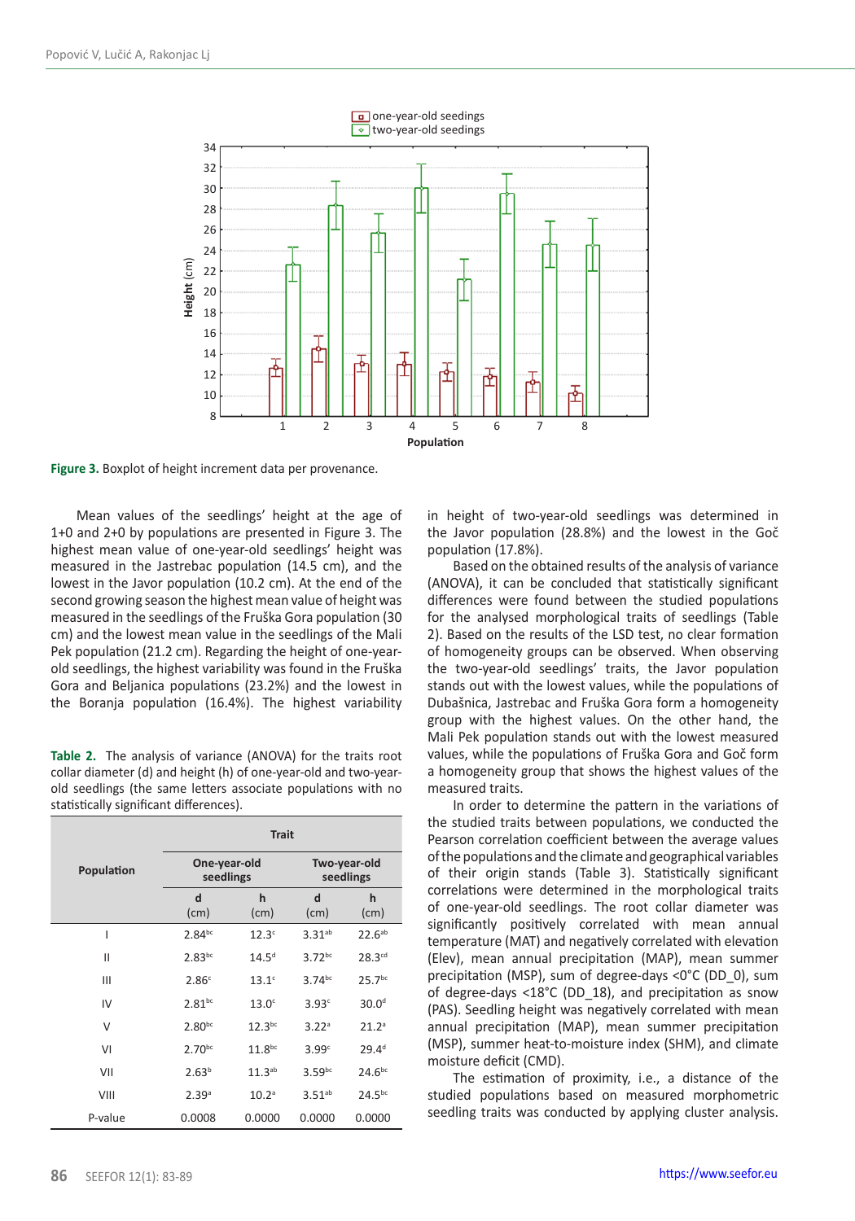Figure 3. Boxplot of height increment data per provenance.

Mean values of the seedlings' height at the age of 1+0 and 2+0 by populations are presented in Figure 3. The highest mean value of one-year-old seedlings' height was measured in the Jastrebac population (14.5 cm), and the lowest in the Javor population (10.2 cm). At the end of the second growing season the highest mean value of height was measured in the seedlings of the Fruška Gora population (30 cm) and the lowest mean value in the seedlings of the Mali Pek population (21.2 cm). Regarding the height of one-year-old seedlings, the highest variability was found in the Fruška Gora and Beljanica populations (23.2%) and the lowest in the Boranja population (16.4%). The highest variability in height of two-year-old seedlings was determined in the Javor population (28.8%) and the lowest in the Goč population (17.8%).

Based on the obtained results of the analysis of variance (ANOVA), it can be concluded that statistically significant differences were found between the studied populations for the analysed morphological traits of seedlings (Table 2). Based on the results of the LSD test, no clear formation of homogeneity groups can be observed. When observing the two-year-old seedlings' traits, the Javor population stands out with the lowest values, while the populations of Dubašnica, Jastrebac and Fruška Gora form a homogeneity group with the highest values. On the other hand, the Mali Pek population stands out with the lowest measured values, while the populations of Fruška Gora and Goč form a homogeneity group that shows the highest values of the measured traits.

In order to determine the pattern in the variations of the studied traits between populations, we conducted the Pearson correlation coefficient between the average values of the populations and the climate and geographical variables of their origin stands (Table 3). Statistically significant correlations were determined in the morphological traits of one-year-old seedlings. The root collar diameter was significantly positively correlated with mean annual temperature (MAT) and negatively correlated with elevation (Elev), mean annual precipitation (MAP), mean summer precipitation (MSP), sum of degree-days <0°C (DD_0), sum of degree-days <18°C (DD_18), and precipitation as snow (PAS). Seedling height was negatively correlated with mean annual precipitation (MAP), mean summer precipitation (MSP), summer heat-to-moisture index (SHM), and climate moisture deficit (CMD).

The estimation of proximity, i.e., a distance of the studied populations based on measured morphometric seedling traits was conducted by applying cluster analysis.

**Table 2.** The analysis of variance (ANOVA) for the traits root collar diameter (d) and height (h) of one-year-old and two-year-old seedlings (the same letters associate populations with no statistically significant differences).

| Population | Trait | | | |
|---|---|---|---|---|
| | One-year-old seedlings | | Two-year-old seedlings | |
| | d (cm) | h (cm) | d (cm) | h (cm) |
| I | 2.84[bc] | 12.3[c] | 3.31[ab] | 22.6[ab] |
| II | 2.83[bc] | 14.5[d] | 3.72[bc] | 28.3[cd] |
| III | 2.86[c] | 13.1[c] | 3.74[bc] | 25.7[bc] |
| IV | 2.81[bc] | 13.0[c] | 3.93[c] | 30.0[d] |
| V | 2.80[bc] | 12.3[bc] | 3.22[a] | 21.2[a] |
| VI | 2.70[bc] | 11.8[bc] | 3.99[c] | 29.4[d] |
| VII | 2.63[b] | 11.3[ab] | 3.59[bc] | 24.6[bc] |
| VIII | 2.39[a] | 10.2[a] | 3.51[ab] | 24.5[bc] |
| P-value | 0.0008 | 0.0000 | 0.0000 | 0.0000 |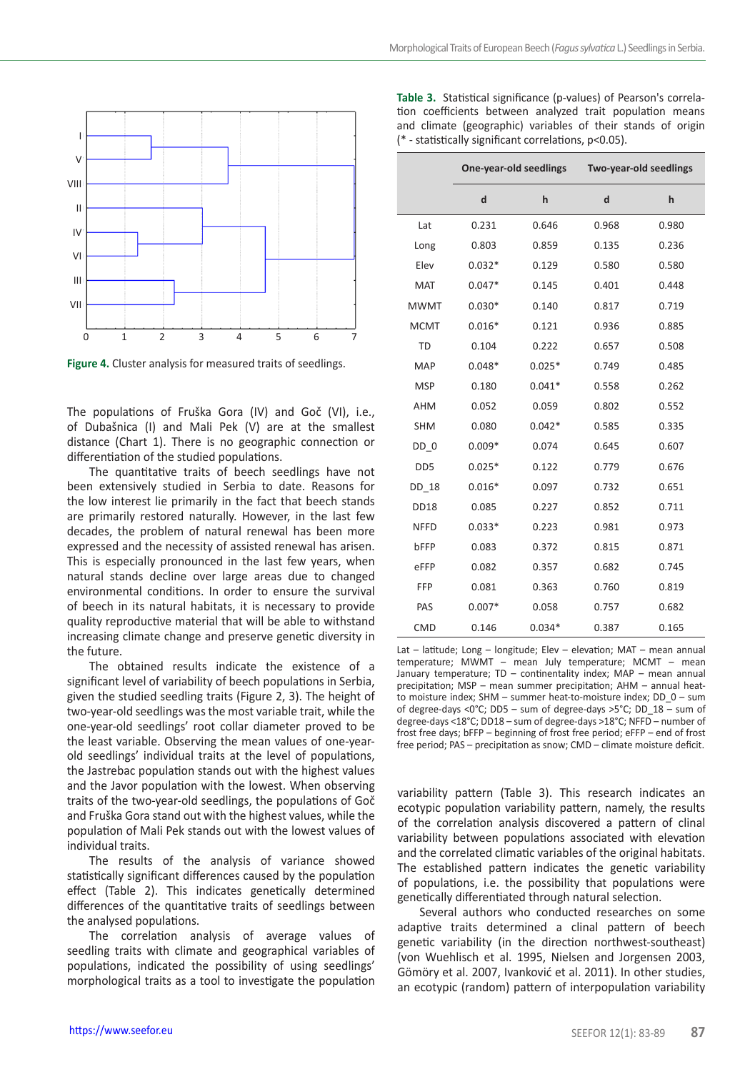Figure 4. Cluster analysis for measured traits of seedlings.

The populations of Fruška Gora (IV) and Goč (VI), i.e., of Dubašnica (I) and Mali Pek (V) are at the smallest distance (Chart 1). There is no geographic connection or differentiation of the studied populations.

The quantitative traits of beech seedlings have not been extensively studied in Serbia to date. Reasons for the low interest lie primarily in the fact that beech stands are primarily restored naturally. However, in the last few decades, the problem of natural renewal has been more expressed and the necessity of assisted renewal has arisen. This is especially pronounced in the last few years, when natural stands decline over large areas due to changed environmental conditions. In order to ensure the survival of beech in its natural habitats, it is necessary to provide quality reproductive material that will be able to withstand increasing climate change and preserve genetic diversity in the future.

The obtained results indicate the existence of a significant level of variability of beech populations in Serbia, given the studied seedling traits (Figure 2, 3). The height of two-year-old seedlings was the most variable trait, while the one-year-old seedlings' root collar diameter proved to be the least variable. Observing the mean values of one-year-old seedlings' individual traits at the level of populations, the Jastrebac population stands out with the highest values and the Javor population with the lowest. When observing traits of the two-year-old seedlings, the populations of Goč and Fruška Gora stand out with the highest values, while the population of Mali Pek stands out with the lowest values of individual traits.

The results of the analysis of variance showed statistically significant differences caused by the population effect (Table 2). This indicates genetically determined differences of the quantitative traits of seedlings between the analysed populations.

The correlation analysis of average values of seedling traits with climate and geographical variables of populations, indicated the possibility of using seedlings' morphological traits as a tool to investigate the population variability pattern (Table 3). This research indicates an ecotypic population variability pattern, namely, the results of the correlation analysis discovered a pattern of clinal variability between populations associated with elevation and the correlated climatic variables of the original habitats. The established pattern indicates the genetic variability of populations, i.e. the possibility that populations were genetically differentiated through natural selection.

**Table 3.** Statistical significance (p-values) of Pearson's correlation coefficients between analyzed trait population means and climate (geographic) variables of their stands of origin (* - statistically significant correlations, p<0.05).

| | One-year-old seedlings | | Two-year-old seedlings | |
|---|---|---|---|---|
| | d | h | d | h |
| Lat | 0.231 | 0.646 | 0.968 | 0.980 |
| Long | 0.803 | 0.859 | 0.135 | 0.236 |
| Elev | 0.032* | 0.129 | 0.580 | 0.580 |
| MAT | 0.047* | 0.145 | 0.401 | 0.448 |
| MWMT | 0.030* | 0.140 | 0.817 | 0.719 |
| MCMT | 0.016* | 0.121 | 0.936 | 0.885 |
| TD | 0.104 | 0.222 | 0.657 | 0.508 |
| MAP | 0.048* | 0.025* | 0.749 | 0.485 |
| MSP | 0.180 | 0.041* | 0.558 | 0.262 |
| AHM | 0.052 | 0.059 | 0.802 | 0.552 |
| SHM | 0.080 | 0.042* | 0.585 | 0.335 |
| DD_0 | 0.009* | 0.074 | 0.645 | 0.607 |
| DD5 | 0.025* | 0.122 | 0.779 | 0.676 |
| DD_18 | 0.016* | 0.097 | 0.732 | 0.651 |
| DD18 | 0.085 | 0.227 | 0.852 | 0.711 |
| NFFD | 0.033* | 0.223 | 0.981 | 0.973 |
| bFFP | 0.083 | 0.372 | 0.815 | 0.871 |
| eFFP | 0.082 | 0.357 | 0.682 | 0.745 |
| FFP | 0.081 | 0.363 | 0.760 | 0.819 |
| PAS | 0.007* | 0.058 | 0.757 | 0.682 |
| CMD | 0.146 | 0.034* | 0.387 | 0.165 |

Lat – latitude; Long – longitude; Elev – elevation; MAT – mean annual temperature; MWMT – mean July temperature; MCMT – mean January temperature; TD – continentality index; MAP – mean annual precipitation; MSP – mean summer precipitation; AHM – annual heat-to moisture index; SHM – summer heat-to-moisture index; DD_0 – sum of degree-days <0°C; DD5 – sum of degree-days >5°C; DD_18 – sum of degree-days <18°C; DD18 – sum of degree-days >18°C; NFFD – number of frost free days; bFFP – beginning of frost free period; eFFP – end of frost free period; PAS – precipitation as snow; CMD – climate moisture deficit.

Several authors who conducted researches on some adaptive traits determined a clinal pattern of beech genetic variability (in the direction northwest-southeast) (von Wuehlisch et al. 1995, Nielsen and Jorgensen 2003, Gömöry et al. 2007, Ivanković et al. 2011). In other studies, an ecotypic (random) pattern of interpopulation variability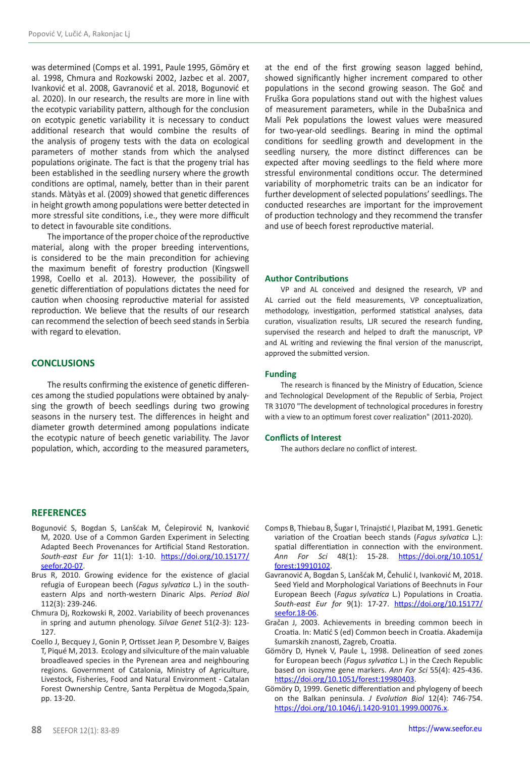was determined (Comps et al. 1991, Paule 1995, Gömöry et al. 1998, Chmura and Rozkowski 2002, Jazbec et al. 2007, Ivanković et al. 2008, Gavranović et al. 2018, Bogunović et al. 2020). In our research, the results are more in line with the ecotypic variability pattern, although for the conclusion on ecotypic genetic variability it is necessary to conduct additional research that would combine the results of the analysis of progeny tests with the data on ecological parameters of mother stands from which the analysed populations originate. The fact is that the progeny trial has been established in the seedling nursery where the growth conditions are optimal, namely, better than in their parent stands. Màtyàs et al. (2009) showed that genetic differences in height growth among populations were better detected in more stressful site conditions, i.e., they were more difficult to detect in favourable site conditions.

The importance of the proper choice of the reproductive material, along with the proper breeding interventions, is considered to be the main precondition for achieving the maximum benefit of forestry production (Kingswell 1998, Coello et al. 2013). However, the possibility of genetic differentiation of populations dictates the need for caution when choosing reproductive material for seasonal reproduction. We believe that the results of our research can recommend the selection of beech seed stands in Serbia with regard to elevation.

## CONCLUSIONS

The results confirming the existence of genetic differences among the studied populations were obtained by analysing the growth of beech seedlings during two growing seasons in the nursery test. The differences in height and diameter growth determined among populations indicate the ecotypic nature of beech genetic variability. The Javor population, which, according to the measured parameters, at the end of the first growing season lagged behind, showed significantly higher increment compared to other populations in the second growing season. The Goč and Fruška Gora populations stand out with the highest values of measurement parameters, while in the Dubašnica and Mali Pek populations the lowest values were measured for two-year-old seedlings. Bearing in mind the optimal conditions for seedling growth and development in the seedling nursery, the more distinct differences can be expected after moving seedlings to the field where more stressful environmental conditions occur. The determined variability of morphometric traits can be an indicator for further development of selected populations' seedlings. The conducted researches are important for the improvement of production technology and they recommend the transfer and use of beech forest reproductive material.

### Author Contributions

VP and AL conceived and designed the research, VP and AL carried out the field measurements, VP conceptualization, methodology, investigation, performed statistical analyses, data curation, visualization results, LJR secured the research funding, supervised the research and helped to draft the manuscript, VP and AL writing and reviewing the final version of the manuscript, approved the submitted version.

### Funding

The research is financed by the Ministry of Education, Science and Technological Development of the Republic of Serbia, Project TR 31070 "The development of technological procedures in forestry with a view to an optimum forest cover realization" (2011-2020).

### Conflicts of Interest

The authors declare no conflict of interest.

## REFERENCES

Bogunović S, Bogdan S, Lanšćak M, Ćelepirović N, Ivanković M, 2020. Use of a Common Garden Experiment in Selecting Adapted Beech Provenances for Artificial Stand Restoration. *South-east Eur for* 11(1): 1-10. https://doi.org/10.15177/seefor.20-07.

Brus R, 2010. Growing evidence for the existence of glacial refugia of European beech (*Fagus sylvatica* L.) in the south-eastern Alps and north-western Dinaric Alps. *Period Biol* 112(3): 239-246.

Chmura Dj, Rozkowski R, 2002. Variability of beech provenances in spring and autumn phenology. *Silvae Genet* 51(2-3): 123-127.

Coello J, Becquey J, Gonin P, Ortisset Jean P, Desombre V, Baiges T, Piqué M, 2013. Ecology and silviculture of the main valuable broadleaved species in the Pyrenean area and neighbouring regions. Government of Catalonia, Ministry of Agriculture, Livestock, Fisheries, Food and Natural Environment - Catalan Forest Ownership Centre, Santa Perpètua de Mogoda,Spain, pp. 13-20.

Comps B, Thiebau B, Šugar I, Trinajstić I, Plazibat M, 1991. Genetic variation of the Croatian beech stands (*Fagus sylvatica* L.): spatial differentiation in connection with the environment. *Ann For Sci* 48(1): 15-28. https://doi.org/10.1051/forest:19910102.

Gavranović A, Bogdan S, Lanšćak M, Čehulić I, Ivanković M, 2018. Seed Yield and Morphological Variations of Beechnuts in Four European Beech (*Fagus sylvatica* L.) Populations in Croatia. *South-east Eur for* 9(1): 17-27. https://doi.org/10.15177/seefor.18-06.

Gračan J, 2003. Achievements in breeding common beech in Croatia. In: Matić S (ed) Common beech in Croatia. Akademija šumarskih znanosti, Zagreb, Croatia.

Gömöry D, Hynek V, Paule L, 1998. Delineation of seed zones for European beech (*Fagus sylvatica* L.) in the Czech Republic based on isozyme gene markers. *Ann For Sci* 55(4): 425-436. https://doi.org/10.1051/forest:19980403.

Gömöry D, 1999. Genetic differentiation and phylogeny of beech on the Balkan peninsula. *J Evolution Biol* 12(4): 746-754. https://doi.org/10.1046/j.1420-9101.1999.00076.x.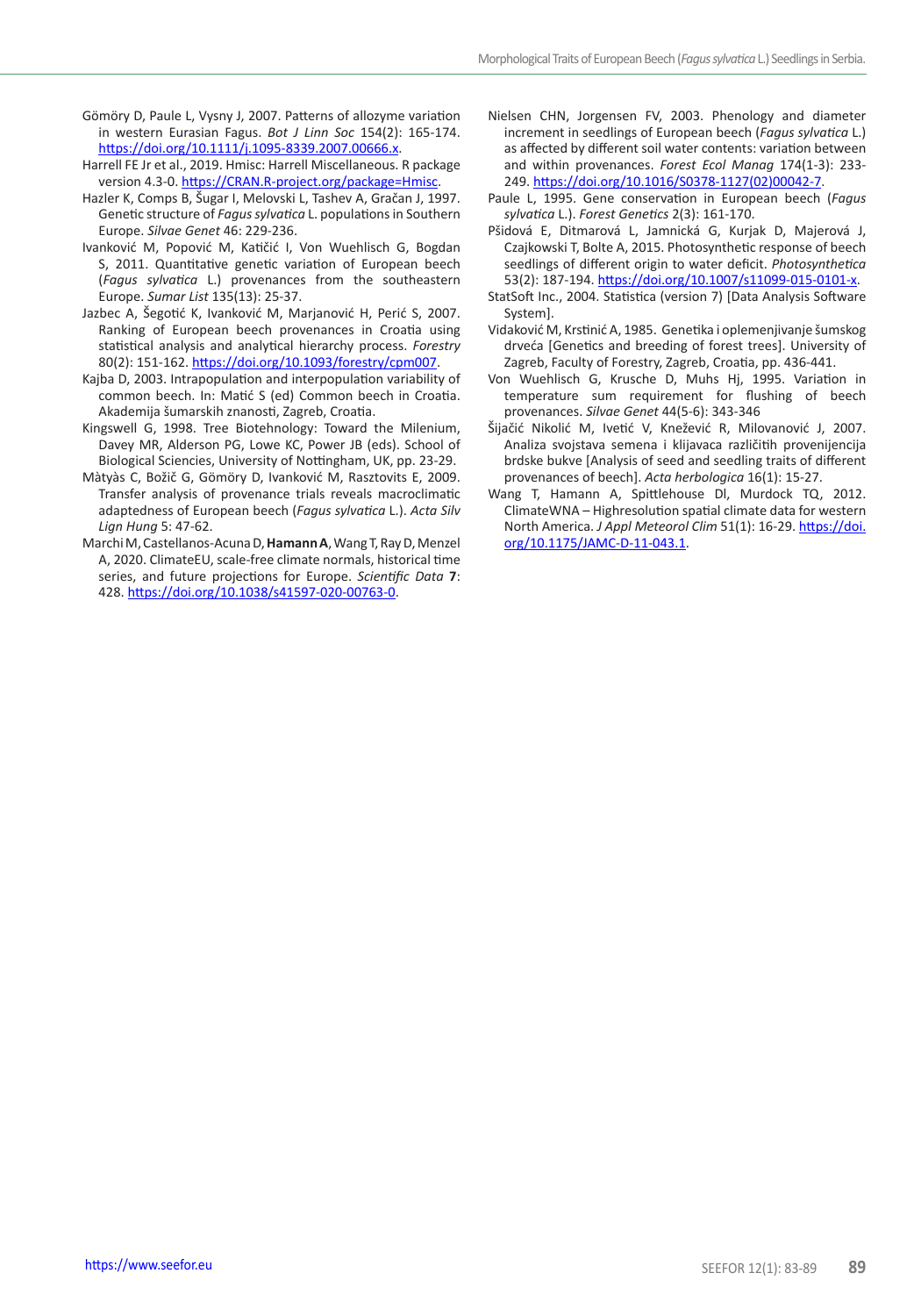Gömöry D, Paule L, Vysny J, 2007. Patterns of allozyme variation in western Eurasian Fagus. *Bot J Linn Soc* 154(2): 165-174. https://doi.org/10.1111/j.1095-8339.2007.00666.x.

Harrell FE Jr et al., 2019. Hmisc: Harrell Miscellaneous. R package version 4.3-0. https://CRAN.R-project.org/package=Hmisc.

Hazler K, Comps B, Šugar I, Melovski L, Tashev A, Gračan J, 1997. Genetic structure of *Fagus sylvatica* L. populations in Southern Europe. *Silvae Genet* 46: 229-236.

Ivanković M, Popović M, Katičić I, Von Wuehlisch G, Bogdan S, 2011. Quantitative genetic variation of European beech (*Fagus sylvatica* L.) provenances from the southeastern Europe. *Sumar List* 135(13): 25-37.

Jazbec A, Šegotić K, Ivanković M, Marjanović H, Perić S, 2007. Ranking of European beech provenances in Croatia using statistical analysis and analytical hierarchy process. *Forestry* 80(2): 151-162. https://doi.org/10.1093/forestry/cpm007.

Kajba D, 2003. Intrapopulation and interpopulation variability of common beech. In: Matić S (ed) Common beech in Croatia. Akademija šumarskih znanosti, Zagreb, Croatia.

Kingswell G, 1998. Tree Biotehnology: Toward the Milenium, Davey MR, Alderson PG, Lowe KC, Power JB (eds). School of Biological Sciencies, University of Nottingham, UK, pp. 23-29.

Màtyàs C, Božič G, Gömöry D, Ivanković M, Rasztovits E, 2009. Transfer analysis of provenance trials reveals macroclimatic adaptedness of European beech (*Fagus sylvatica* L.). *Acta Silv Lign Hung* 5: 47-62.

Marchi M, Castellanos-Acuna D, **Hamann A**, Wang T, Ray D, Menzel A, 2020. ClimateEU, scale-free climate normals, historical time series, and future projections for Europe. *Scientific Data* **7**: 428. https://doi.org/10.1038/s41597-020-00763-0.

Nielsen CHN, Jorgensen FV, 2003. Phenology and diameter increment in seedlings of European beech (*Fagus sylvatica* L.) as affected by different soil water contents: variation between and within provenances. *Forest Ecol Manag* 174(1-3): 233-249. https://doi.org/10.1016/S0378-1127(02)00042-7.

Paule L, 1995. Gene conservation in European beech (*Fagus sylvatica* L.). *Forest Genetics* 2(3): 161-170.

Pšidová E, Ditmarová L, Jamnická G, Kurjak D, Majerová J, Czajkowski T, Bolte A, 2015. Photosynthetic response of beech seedlings of different origin to water deficit. *Photosynthetica* 53(2): 187-194. https://doi.org/10.1007/s11099-015-0101-x.

StatSoft Inc., 2004. Statistica (version 7) [Data Analysis Software System].

Vidaković M, Krstinić A, 1985. Genetika i oplemenjivanje šumskog drveća [Genetics and breeding of forest trees]. University of Zagreb, Faculty of Forestry, Zagreb, Croatia, pp. 436-441.

Von Wuehlisch G, Krusche D, Muhs Hj, 1995. Variation in temperature sum requirement for flushing of beech provenances. *Silvae Genet* 44(5-6): 343-346

Šijačić Nikolić M, Ivetić V, Knežević R, Milovanović J, 2007. Analiza svojstava semena i klijavaca različitih provenijencija brdske bukve [Analysis of seed and seedling traits of different provenances of beech]. *Acta herbologica* 16(1): 15-27.

Wang T, Hamann A, Spittlehouse Dl, Murdock TQ, 2012. ClimateWNA – Highresolution spatial climate data for western North America. *J Appl Meteorol Clim* 51(1): 16-29. https://doi.org/10.1175/JAMC-D-11-043.1.